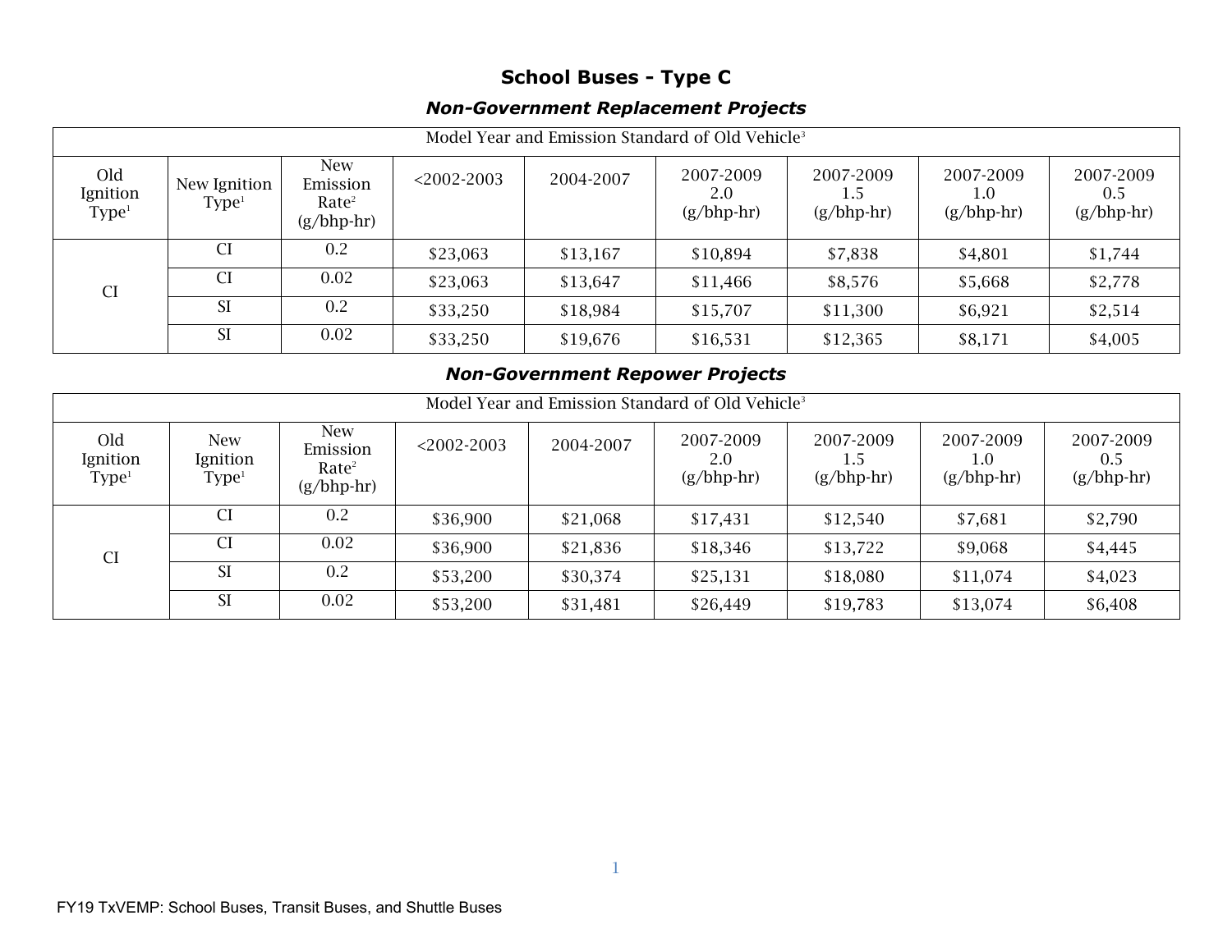## School Buses - Type C

### *Non-Government Replacement Projects*

| Model Year and Emission Standard of Old Vehicle[3] | | | | | | | | |
|---|---|---|---|---|---|---|---|---|
| Old Ignition Type[1] | New Ignition Type[1] | New Emission Rate[2] (g/bhp-hr) | <2002-2003 | 2004-2007 | 2007-2009 2.0 (g/bhp-hr) | 2007-2009 1.5 (g/bhp-hr) | 2007-2009 1.0 (g/bhp-hr) | 2007-2009 0.5 (g/bhp-hr) |
| CI | CI | 0.2 | $23,063 | $13,167 | $10,894 | $7,838 | $4,801 | $1,744 |
| | CI | 0.02 | $23,063 | $13,647 | $11,466 | $8,576 | $5,668 | $2,778 |
| | SI | 0.2 | $33,250 | $18,984 | $15,707 | $11,300 | $6,921 | $2,514 |
| | SI | 0.02 | $33,250 | $19,676 | $16,531 | $12,365 | $8,171 | $4,005 |

### *Non-Government Repower Projects*

| Model Year and Emission Standard of Old Vehicle[3] | | | | | | | | |
|---|---|---|---|---|---|---|---|---|
| Old Ignition Type[1] | New Ignition Type[1] | New Emission Rate[2] (g/bhp-hr) | <2002-2003 | 2004-2007 | 2007-2009 2.0 (g/bhp-hr) | 2007-2009 1.5 (g/bhp-hr) | 2007-2009 1.0 (g/bhp-hr) | 2007-2009 0.5 (g/bhp-hr) |
| CI | CI | 0.2 | $36,900 | $21,068 | $17,431 | $12,540 | $7,681 | $2,790 |
| | CI | 0.02 | $36,900 | $21,836 | $18,346 | $13,722 | $9,068 | $4,445 |
| | SI | 0.2 | $53,200 | $30,374 | $25,131 | $18,080 | $11,074 | $4,023 |
| | SI | 0.02 | $53,200 | $31,481 | $26,449 | $19,783 | $13,074 | $6,408 |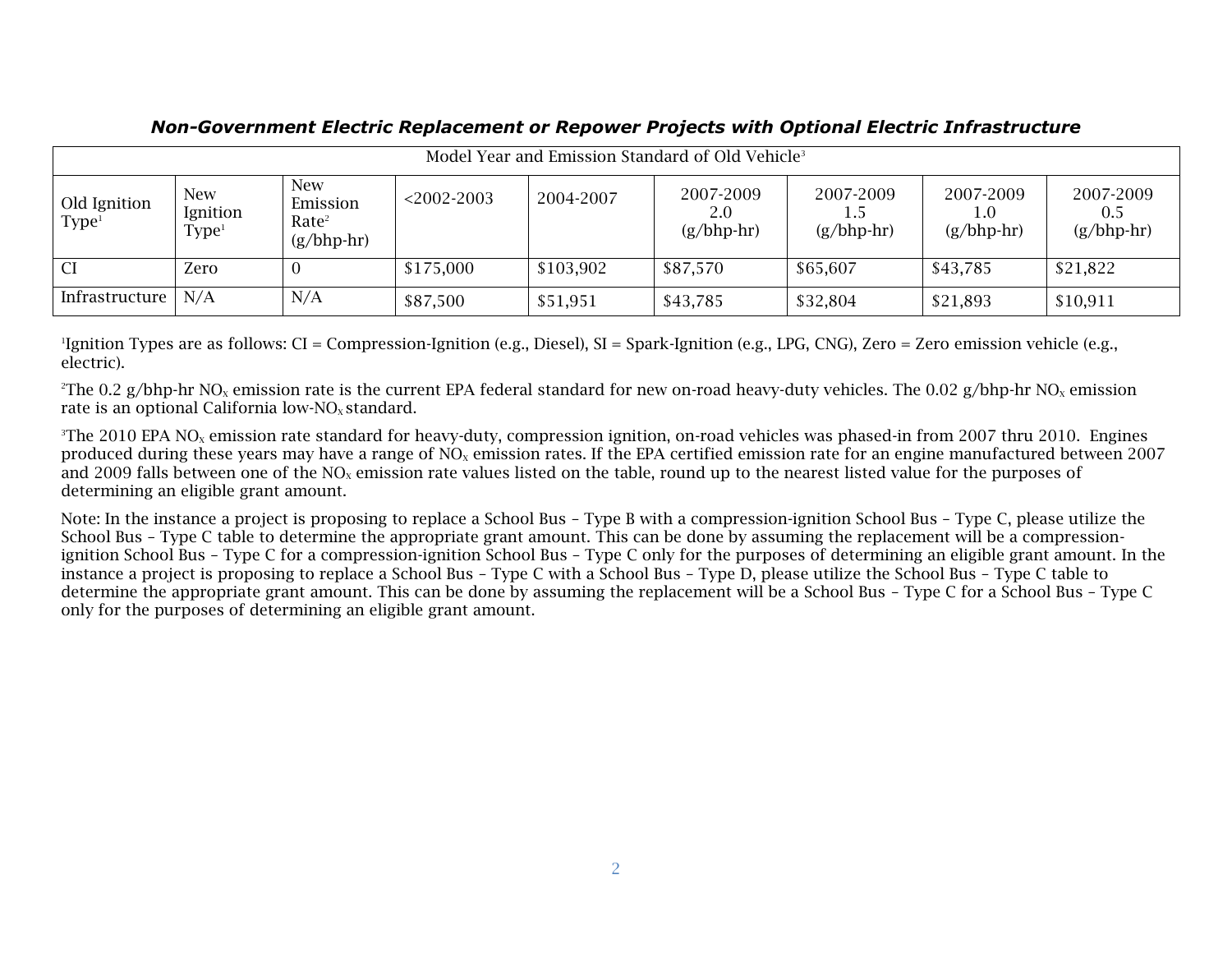### ***Non-Government Electric Replacement or Repower Projects with Optional Electric Infrastructure***

| Model Year and Emission Standard of Old Vehicle[3] | | | | | | | | |
|---|---|---|---|---|---|---|---|---|
| Old Ignition Type[1] | New Ignition Type[1] | New Emission Rate[2] (g/bhp-hr) | <2002-2003 | 2004-2007 | 2007-2009 2.0 (g/bhp-hr) | 2007-2009 1.5 (g/bhp-hr) | 2007-2009 1.0 (g/bhp-hr) | 2007-2009 0.5 (g/bhp-hr) |
| CI | Zero | 0 | \$175,000 | \$103,902 | \$87,570 | \$65,607 | \$43,785 | \$21,822 |
| Infrastructure | N/A | N/A | \$87,500 | \$51,951 | \$43,785 | \$32,804 | \$21,893 | \$10,911 |

[1]Ignition Types are as follows: CI = Compression-Ignition (e.g., Diesel), SI = Spark-Ignition (e.g., LPG, CNG), Zero = Zero emission vehicle (e.g., electric).

[2]The 0.2 g/bhp-hr $NO_x$ emission rate is the current EPA federal standard for new on-road heavy-duty vehicles. The 0.02 g/bhp-hr $NO_x$ emission rate is an optional California low-$NO_x$ standard.

[3]The 2010 EPA $NO_x$ emission rate standard for heavy-duty, compression ignition, on-road vehicles was phased-in from 2007 thru 2010. Engines produced during these years may have a range of $NO_x$ emission rates. If the EPA certified emission rate for an engine manufactured between 2007 and 2009 falls between one of the $NO_x$ emission rate values listed on the table, round up to the nearest listed value for the purposes of determining an eligible grant amount.

Note: In the instance a project is proposing to replace a School Bus – Type B with a compression-ignition School Bus – Type C, please utilize the School Bus – Type C table to determine the appropriate grant amount. This can be done by assuming the replacement will be a compression-ignition School Bus – Type C for a compression-ignition School Bus – Type C only for the purposes of determining an eligible grant amount. In the instance a project is proposing to replace a School Bus – Type C with a School Bus – Type D, please utilize the School Bus – Type C table to determine the appropriate grant amount. This can be done by assuming the replacement will be a School Bus – Type C for a School Bus – Type C only for the purposes of determining an eligible grant amount.